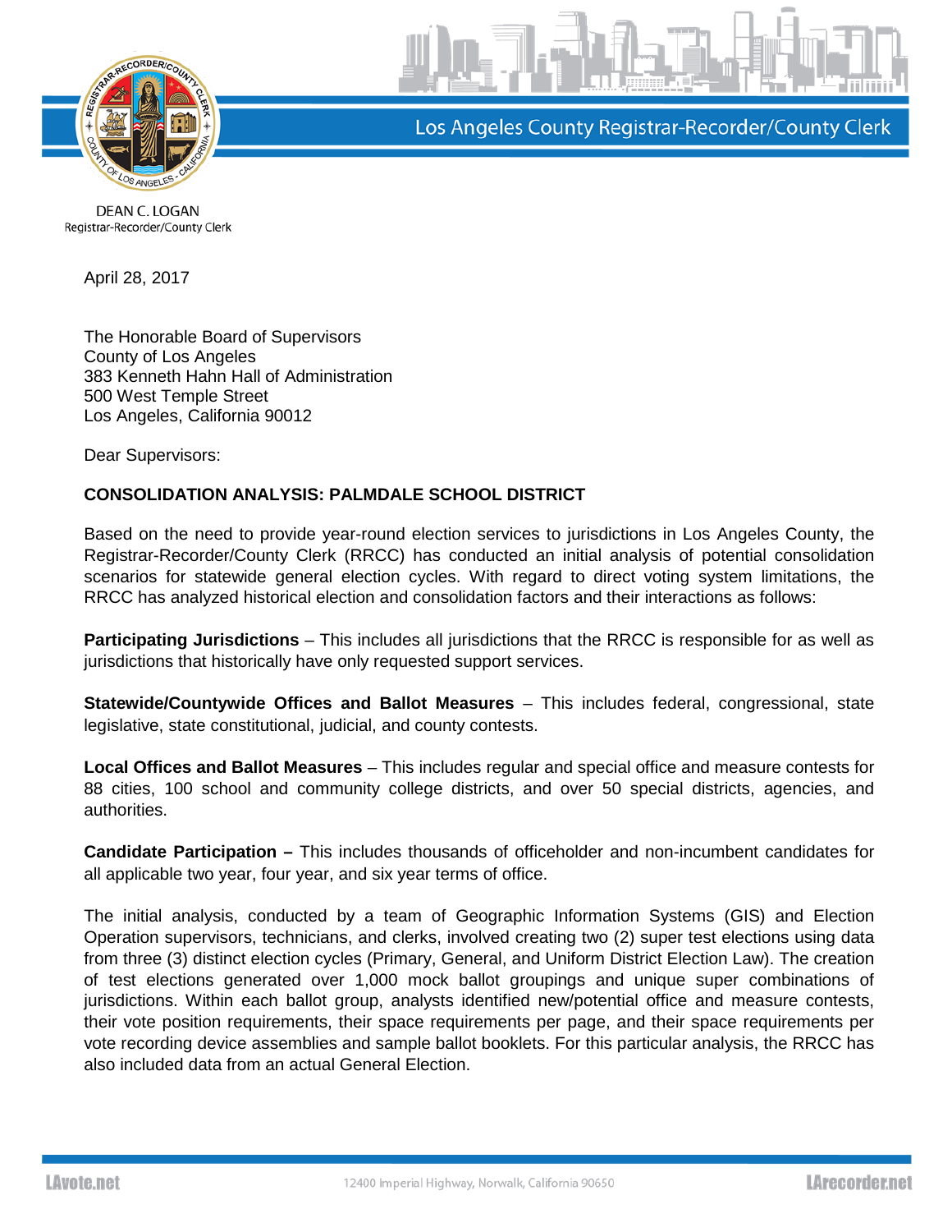Los Angeles County Registrar-Recorder/County Clerk

DEAN C. LOGAN
Registrar-Recorder/County Clerk

April 28, 2017

The Honorable Board of Supervisors
County of Los Angeles
383 Kenneth Hahn Hall of Administration
500 West Temple Street
Los Angeles, California 90012

Dear Supervisors:

**CONSOLIDATION ANALYSIS: PALMDALE SCHOOL DISTRICT**

Based on the need to provide year-round election services to jurisdictions in Los Angeles County, the Registrar-Recorder/County Clerk (RRCC) has conducted an initial analysis of potential consolidation scenarios for statewide general election cycles. With regard to direct voting system limitations, the RRCC has analyzed historical election and consolidation factors and their interactions as follows:

**Participating Jurisdictions** – This includes all jurisdictions that the RRCC is responsible for as well as jurisdictions that historically have only requested support services.

**Statewide/Countywide Offices and Ballot Measures** – This includes federal, congressional, state legislative, state constitutional, judicial, and county contests.

**Local Offices and Ballot Measures** – This includes regular and special office and measure contests for 88 cities, 100 school and community college districts, and over 50 special districts, agencies, and authorities.

**Candidate Participation –** This includes thousands of officeholder and non-incumbent candidates for all applicable two year, four year, and six year terms of office.

The initial analysis, conducted by a team of Geographic Information Systems (GIS) and Election Operation supervisors, technicians, and clerks, involved creating two (2) super test elections using data from three (3) distinct election cycles (Primary, General, and Uniform District Election Law). The creation of test elections generated over 1,000 mock ballot groupings and unique super combinations of jurisdictions. Within each ballot group, analysts identified new/potential office and measure contests, their vote position requirements, their space requirements per page, and their space requirements per vote recording device assemblies and sample ballot booklets. For this particular analysis, the RRCC has also included data from an actual General Election.

LAvote.net 12400 Imperial Highway, Norwalk, California 90650 LArecorder.net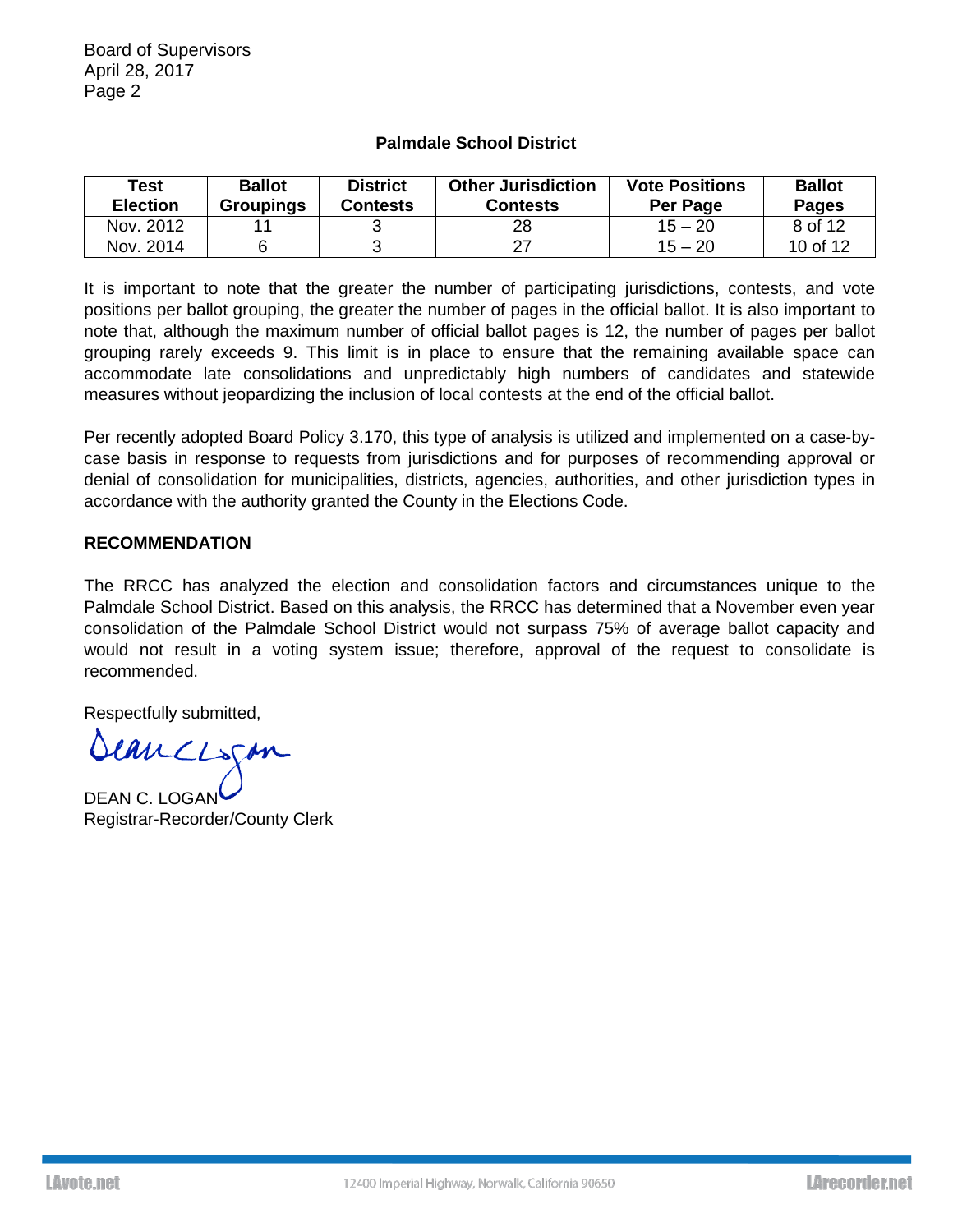**Palmdale School District**

| Test Election | Ballot Groupings | District Contests | Other Jurisdiction Contests | Vote Positions Per Page | Ballot Pages |
|---|---|---|---|---|---|
| Nov. 2012 | 11 | 3 | 28 | 15 – 20 | 8 of 12 |
| Nov. 2014 | 6 | 3 | 27 | 15 – 20 | 10 of 12 |

It is important to note that the greater the number of participating jurisdictions, contests, and vote positions per ballot grouping, the greater the number of pages in the official ballot. It is also important to note that, although the maximum number of official ballot pages is 12, the number of pages per ballot grouping rarely exceeds 9. This limit is in place to ensure that the remaining available space can accommodate late consolidations and unpredictably high numbers of candidates and statewide measures without jeopardizing the inclusion of local contests at the end of the official ballot.

Per recently adopted Board Policy 3.170, this type of analysis is utilized and implemented on a case-by-case basis in response to requests from jurisdictions and for purposes of recommending approval or denial of consolidation for municipalities, districts, agencies, authorities, and other jurisdiction types in accordance with the authority granted the County in the Elections Code.

## RECOMMENDATION

The RRCC has analyzed the election and consolidation factors and circumstances unique to the Palmdale School District. Based on this analysis, the RRCC has determined that a November even year consolidation of the Palmdale School District would not surpass 75% of average ballot capacity and would not result in a voting system issue; therefore, approval of the request to consolidate is recommended.

Respectfully submitted,

DEAN C. LOGAN
Registrar-Recorder/County Clerk